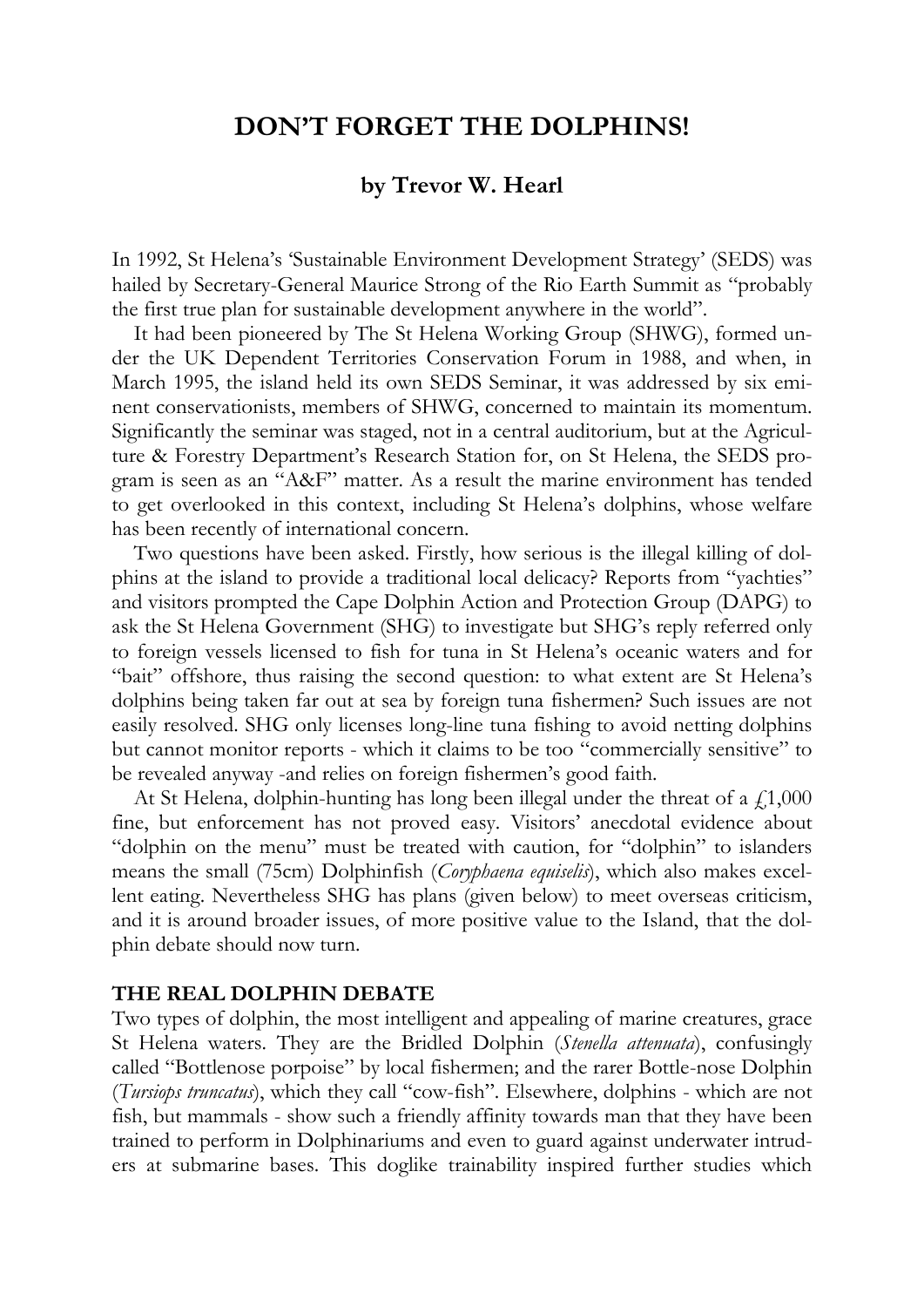# DON'T FORGET THE DOLPHINS!

### by Trevor W. Hearl

In 1992, St Helena's 'Sustainable Environment Development Strategy' (SEDS) was hailed by Secretary-General Maurice Strong of the Rio Earth Summit as "probably the first true plan for sustainable development anywhere in the world".

It had been pioneered by The St Helena Working Group (SHWG), formed under the UK Dependent Territories Conservation Forum in 1988, and when, in March 1995, the island held its own SEDS Seminar, it was addressed by six eminent conservationists, members of SHWG, concerned to maintain its momentum. Significantly the seminar was staged, not in a central auditorium, but at the Agriculture & Forestry Department's Research Station for, on St Helena, the SEDS program is seen as an "A&F" matter. As a result the marine environment has tended to get overlooked in this context, including St Helena's dolphins, whose welfare has been recently of international concern.

Two questions have been asked. Firstly, how serious is the illegal killing of dolphins at the island to provide a traditional local delicacy? Reports from "yachties" and visitors prompted the Cape Dolphin Action and Protection Group (DAPG) to ask the St Helena Government (SHG) to investigate but SHG's reply referred only to foreign vessels licensed to fish for tuna in St Helena's oceanic waters and for "bait" offshore, thus raising the second question: to what extent are St Helena's dolphins being taken far out at sea by foreign tuna fishermen? Such issues are not easily resolved. SHG only licenses long-line tuna fishing to avoid netting dolphins but cannot monitor reports - which it claims to be too "commercially sensitive" to be revealed anyway -and relies on foreign fishermen's good faith.

At St Helena, dolphin-hunting has long been illegal under the threat of a £1,000 fine, but enforcement has not proved easy. Visitors' anecdotal evidence about "dolphin on the menu" must be treated with caution, for "dolphin" to islanders means the small (75cm) Dolphinfish (*Coryphaena equiselis*), which also makes excellent eating. Nevertheless SHG has plans (given below) to meet overseas criticism, and it is around broader issues, of more positive value to the Island, that the dolphin debate should now turn.

**THE REAL DOLPHIN DEBATE**

Two types of dolphin, the most intelligent and appealing of marine creatures, grace St Helena waters. They are the Bridled Dolphin (*Stenella attenuata*), confusingly called "Bottlenose porpoise" by local fishermen; and the rarer Bottle-nose Dolphin (*Tursiops truncatus*), which they call "cow-fish". Elsewhere, dolphins - which are not fish, but mammals - show such a friendly affinity towards man that they have been trained to perform in Dolphinariums and even to guard against underwater intruders at submarine bases. This doglike trainability inspired further studies which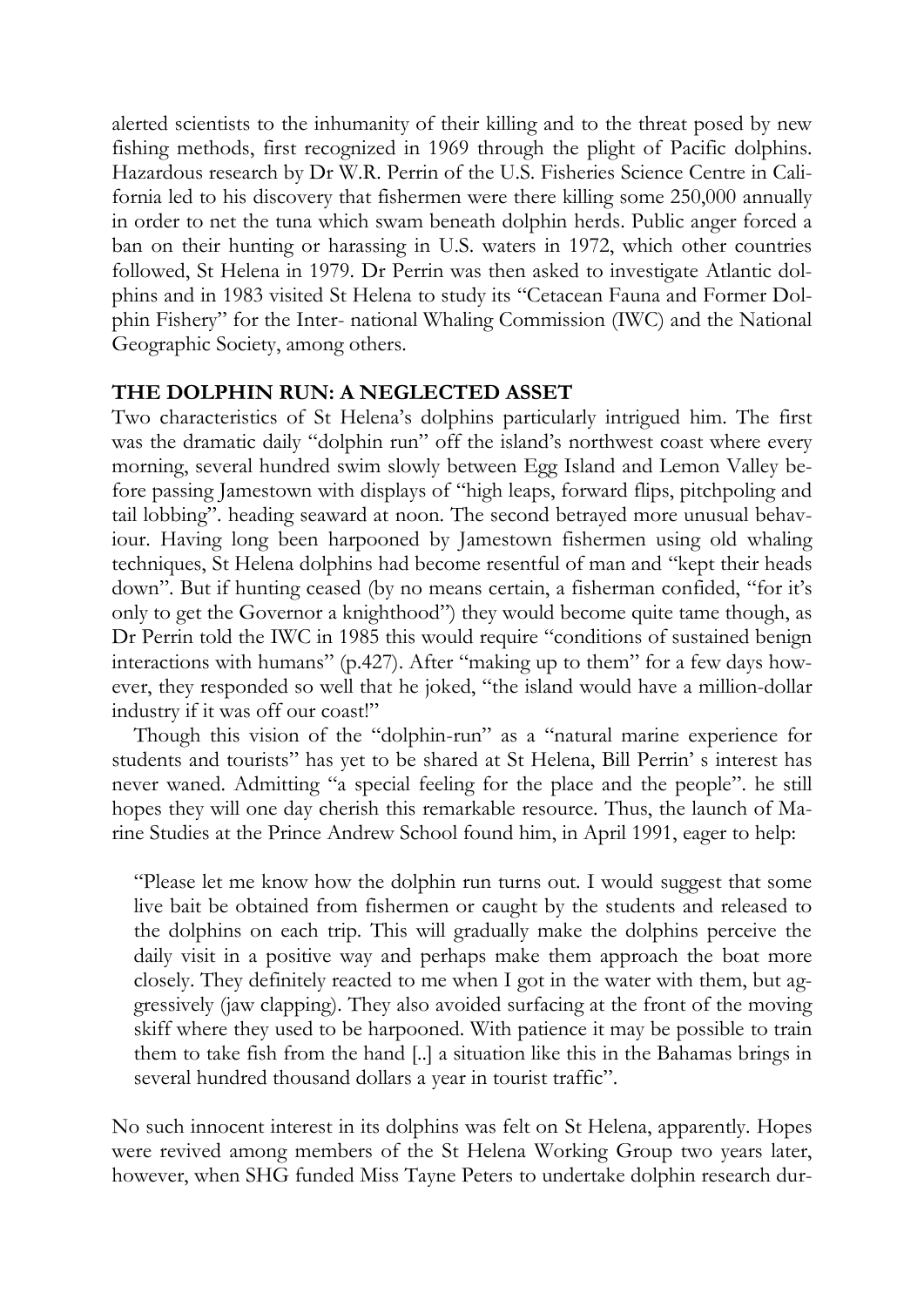alerted scientists to the inhumanity of their killing and to the threat posed by new fishing methods, first recognized in 1969 through the plight of Pacific dolphins. Hazardous research by Dr W.R. Perrin of the U.S. Fisheries Science Centre in California led to his discovery that fishermen were there killing some 250,000 annually in order to net the tuna which swam beneath dolphin herds. Public anger forced a ban on their hunting or harassing in U.S. waters in 1972, which other countries followed, St Helena in 1979. Dr Perrin was then asked to investigate Atlantic dolphins and in 1983 visited St Helena to study its "Cetacean Fauna and Former Dolphin Fishery" for the Inter- national Whaling Commission (IWC) and the National Geographic Society, among others.

**THE DOLPHIN RUN: A NEGLECTED ASSET**

Two characteristics of St Helena's dolphins particularly intrigued him. The first was the dramatic daily "dolphin run" off the island's northwest coast where every morning, several hundred swim slowly between Egg Island and Lemon Valley before passing Jamestown with displays of "high leaps, forward flips, pitchpoling and tail lobbing". heading seaward at noon. The second betrayed more unusual behaviour. Having long been harpooned by Jamestown fishermen using old whaling techniques, St Helena dolphins had become resentful of man and "kept their heads down". But if hunting ceased (by no means certain, a fisherman confided, "for it's only to get the Governor a knighthood") they would become quite tame though, as Dr Perrin told the IWC in 1985 this would require "conditions of sustained benign interactions with humans" (p.427). After "making up to them" for a few days however, they responded so well that he joked, "the island would have a million-dollar industry if it was off our coast!"

Though this vision of the "dolphin-run" as a "natural marine experience for students and tourists" has yet to be shared at St Helena, Bill Perrin' s interest has never waned. Admitting "a special feeling for the place and the people". he still hopes they will one day cherish this remarkable resource. Thus, the launch of Marine Studies at the Prince Andrew School found him, in April 1991, eager to help:

> "Please let me know how the dolphin run turns out. I would suggest that some live bait be obtained from fishermen or caught by the students and released to the dolphins on each trip. This will gradually make the dolphins perceive the daily visit in a positive way and perhaps make them approach the boat more closely. They definitely reacted to me when I got in the water with them, but aggressively (jaw clapping). They also avoided surfacing at the front of the moving skiff where they used to be harpooned. With patience it may be possible to train them to take fish from the hand [..] a situation like this in the Bahamas brings in several hundred thousand dollars a year in tourist traffic".

No such innocent interest in its dolphins was felt on St Helena, apparently. Hopes were revived among members of the St Helena Working Group two years later, however, when SHG funded Miss Tayne Peters to undertake dolphin research dur-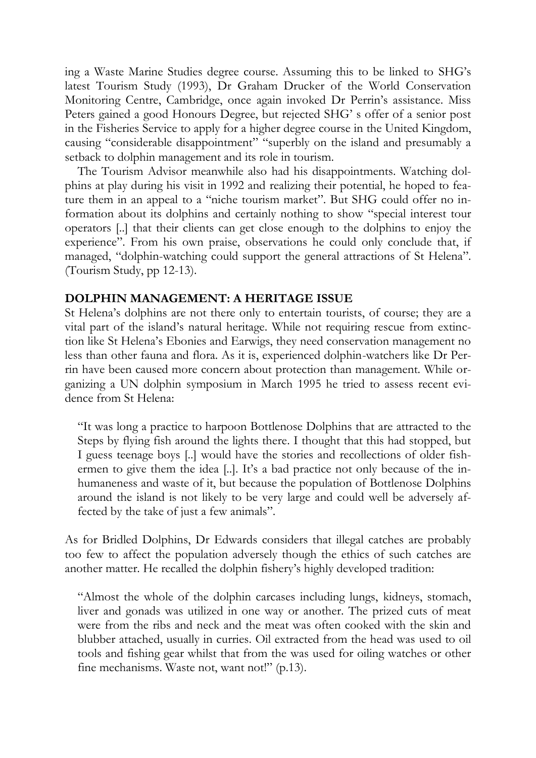ing a Waste Marine Studies degree course. Assuming this to be linked to SHG's latest Tourism Study (1993), Dr Graham Drucker of the World Conservation Monitoring Centre, Cambridge, once again invoked Dr Perrin's assistance. Miss Peters gained a good Honours Degree, but rejected SHG' s offer of a senior post in the Fisheries Service to apply for a higher degree course in the United Kingdom, causing "considerable disappointment" "superbly on the island and presumably a setback to dolphin management and its role in tourism.

The Tourism Advisor meanwhile also had his disappointments. Watching dolphins at play during his visit in 1992 and realizing their potential, he hoped to feature them in an appeal to a "niche tourism market". But SHG could offer no information about its dolphins and certainly nothing to show "special interest tour operators [..] that their clients can get close enough to the dolphins to enjoy the experience". From his own praise, observations he could only conclude that, if managed, "dolphin-watching could support the general attractions of St Helena". (Tourism Study, pp 12-13).

**DOLPHIN MANAGEMENT: A HERITAGE ISSUE**

St Helena's dolphins are not there only to entertain tourists, of course; they are a vital part of the island's natural heritage. While not requiring rescue from extinction like St Helena's Ebonies and Earwigs, they need conservation management no less than other fauna and flora. As it is, experienced dolphin-watchers like Dr Perrin have been caused more concern about protection than management. While organizing a UN dolphin symposium in March 1995 he tried to assess recent evidence from St Helena:

> "It was long a practice to harpoon Bottlenose Dolphins that are attracted to the Steps by flying fish around the lights there. I thought that this had stopped, but I guess teenage boys [..] would have the stories and recollections of older fishermen to give them the idea [..]. It's a bad practice not only because of the inhumaneness and waste of it, but because the population of Bottlenose Dolphins around the island is not likely to be very large and could well be adversely affected by the take of just a few animals".

As for Bridled Dolphins, Dr Edwards considers that illegal catches are probably too few to affect the population adversely though the ethics of such catches are another matter. He recalled the dolphin fishery's highly developed tradition:

> "Almost the whole of the dolphin carcases including lungs, kidneys, stomach, liver and gonads was utilized in one way or another. The prized cuts of meat were from the ribs and neck and the meat was often cooked with the skin and blubber attached, usually in curries. Oil extracted from the head was used to oil tools and fishing gear whilst that from the was used for oiling watches or other fine mechanisms. Waste not, want not!" (p.13).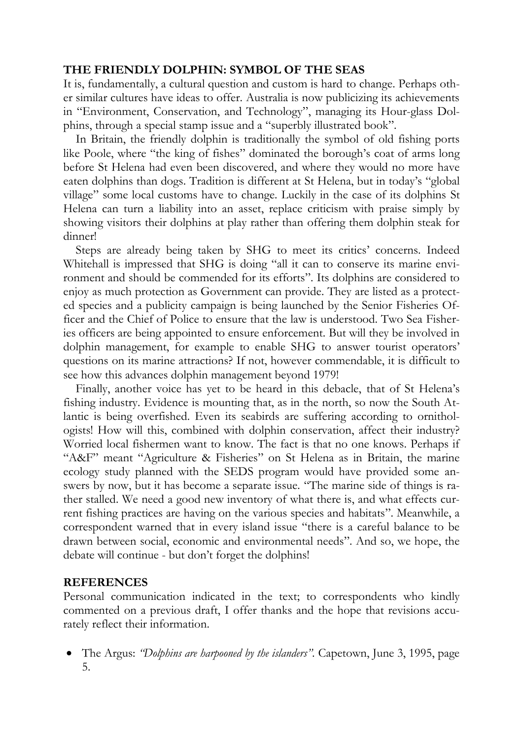## THE FRIENDLY DOLPHIN: SYMBOL OF THE SEAS

It is, fundamentally, a cultural question and custom is hard to change. Perhaps other similar cultures have ideas to offer. Australia is now publicizing its achievements in "Environment, Conservation, and Technology", managing its Hour-glass Dolphins, through a special stamp issue and a "superbly illustrated book".

In Britain, the friendly dolphin is traditionally the symbol of old fishing ports like Poole, where "the king of fishes" dominated the borough's coat of arms long before St Helena had even been discovered, and where they would no more have eaten dolphins than dogs. Tradition is different at St Helena, but in today's "global village" some local customs have to change. Luckily in the case of its dolphins St Helena can turn a liability into an asset, replace criticism with praise simply by showing visitors their dolphins at play rather than offering them dolphin steak for dinner!

Steps are already being taken by SHG to meet its critics' concerns. Indeed Whitehall is impressed that SHG is doing "all it can to conserve its marine environment and should be commended for its efforts". Its dolphins are considered to enjoy as much protection as Government can provide. They are listed as a protected species and a publicity campaign is being launched by the Senior Fisheries Officer and the Chief of Police to ensure that the law is understood. Two Sea Fisheries officers are being appointed to ensure enforcement. But will they be involved in dolphin management, for example to enable SHG to answer tourist operators' questions on its marine attractions? If not, however commendable, it is difficult to see how this advances dolphin management beyond 1979!

Finally, another voice has yet to be heard in this debacle, that of St Helena's fishing industry. Evidence is mounting that, as in the north, so now the South Atlantic is being overfished. Even its seabirds are suffering according to ornithologists! How will this, combined with dolphin conservation, affect their industry? Worried local fishermen want to know. The fact is that no one knows. Perhaps if "A&F" meant "Agriculture & Fisheries" on St Helena as in Britain, the marine ecology study planned with the SEDS program would have provided some answers by now, but it has become a separate issue. "The marine side of things is rather stalled. We need a good new inventory of what there is, and what effects current fishing practices are having on the various species and habitats". Meanwhile, a correspondent warned that in every island issue "there is a careful balance to be drawn between social, economic and environmental needs". And so, we hope, the debate will continue - but don't forget the dolphins!

## REFERENCES

Personal communication indicated in the text; to correspondents who kindly commented on a previous draft, I offer thanks and the hope that revisions accurately reflect their information.

- The Argus: *"Dolphins are harpooned by the islanders"*. Capetown, June 3, 1995, page 5.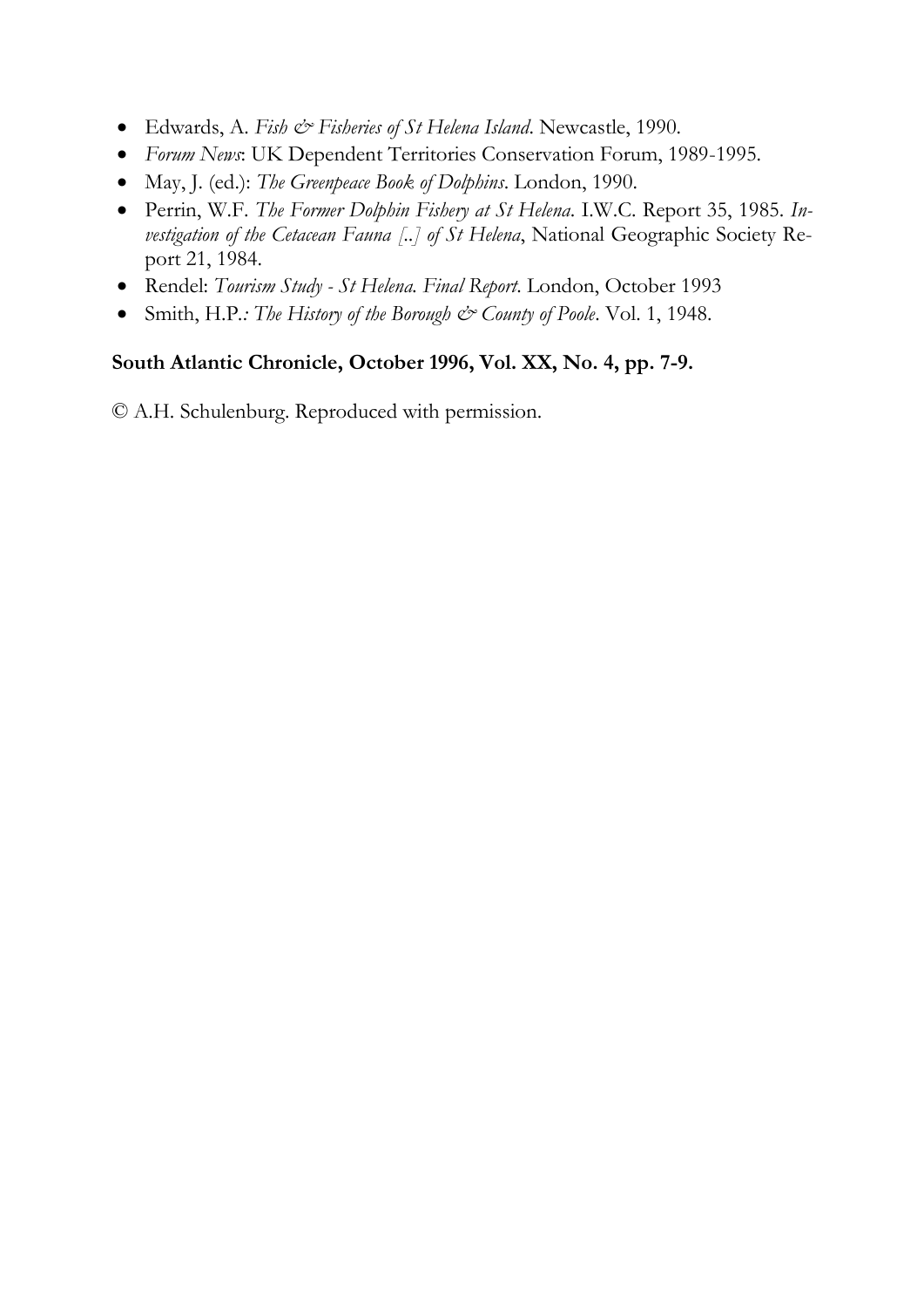- Edwards, A. *Fish & Fisheries of St Helena Island*. Newcastle, 1990.
- *Forum News*: UK Dependent Territories Conservation Forum, 1989-1995.
- May, J. (ed.): *The Greenpeace Book of Dolphins*. London, 1990.
- Perrin, W.F. *The Former Dolphin Fishery at St Helena*. I.W.C. Report 35, 1985. *Investigation of the Cetacean Fauna [..] of St Helena*, National Geographic Society Report 21, 1984.
- Rendel: *Tourism Study - St Helena. Final Report*. London, October 1993
- Smith, H.P.: *The History of the Borough & County of Poole*. Vol. 1, 1948.

**South Atlantic Chronicle, October 1996, Vol. XX, No. 4, pp. 7-9.**

© A.H. Schulenburg. Reproduced with permission.